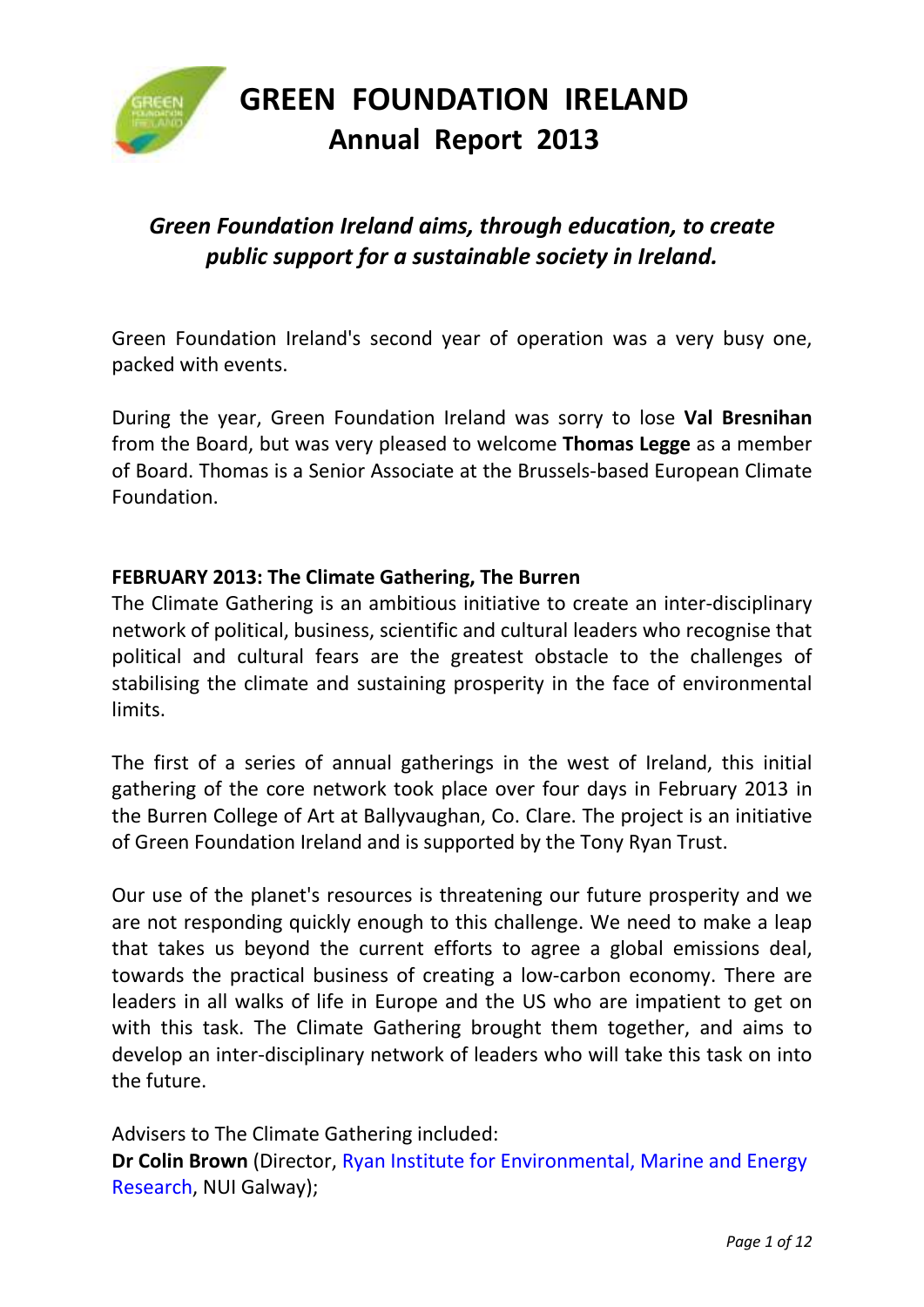# GREEN FOUNDATION IRELAND

## Annual Report 2013

***Green Foundation Ireland aims, through education, to create public support for a sustainable society in Ireland.***

Green Foundation Ireland's second year of operation was a very busy one, packed with events.

During the year, Green Foundation Ireland was sorry to lose **Val Bresnihan** from the Board, but was very pleased to welcome **Thomas Legge** as a member of Board. Thomas is a Senior Associate at the Brussels-based European Climate Foundation.

### FEBRUARY 2013: The Climate Gathering, The Burren

The Climate Gathering is an ambitious initiative to create an inter-disciplinary network of political, business, scientific and cultural leaders who recognise that political and cultural fears are the greatest obstacle to the challenges of stabilising the climate and sustaining prosperity in the face of environmental limits.

The first of a series of annual gatherings in the west of Ireland, this initial gathering of the core network took place over four days in February 2013 in the Burren College of Art at Ballyvaughan, Co. Clare. The project is an initiative of Green Foundation Ireland and is supported by the Tony Ryan Trust.

Our use of the planet's resources is threatening our future prosperity and we are not responding quickly enough to this challenge. We need to make a leap that takes us beyond the current efforts to agree a global emissions deal, towards the practical business of creating a low-carbon economy. There are leaders in all walks of life in Europe and the US who are impatient to get on with this task. The Climate Gathering brought them together, and aims to develop an inter-disciplinary network of leaders who will take this task on into the future.

Advisers to The Climate Gathering included:
**Dr Colin Brown** (Director, Ryan Institute for Environmental, Marine and Energy Research, NUI Galway);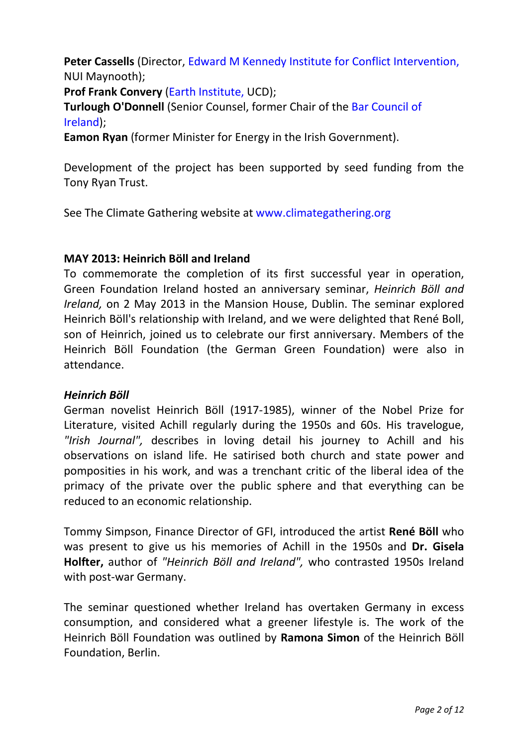**Peter Cassells** (Director, Edward M Kennedy Institute for Conflict Intervention, NUI Maynooth);
**Prof Frank Convery** (Earth Institute, UCD);
**Turlough O'Donnell** (Senior Counsel, former Chair of the Bar Council of Ireland);
**Eamon Ryan** (former Minister for Energy in the Irish Government).

Development of the project has been supported by seed funding from the Tony Ryan Trust.

See The Climate Gathering website at www.climategathering.org

**MAY 2013: Heinrich Böll and Ireland**

To commemorate the completion of its first successful year in operation, Green Foundation Ireland hosted an anniversary seminar, *Heinrich Böll and Ireland,* on 2 May 2013 in the Mansion House, Dublin. The seminar explored Heinrich Böll's relationship with Ireland, and we were delighted that René Boll, son of Heinrich, joined us to celebrate our first anniversary. Members of the Heinrich Böll Foundation (the German Green Foundation) were also in attendance.

***Heinrich Böll***

German novelist Heinrich Böll (1917-1985), winner of the Nobel Prize for Literature, visited Achill regularly during the 1950s and 60s. His travelogue, *"Irish Journal",* describes in loving detail his journey to Achill and his observations on island life. He satirised both church and state power and pomposities in his work, and was a trenchant critic of the liberal idea of the primacy of the private over the public sphere and that everything can be reduced to an economic relationship.

Tommy Simpson, Finance Director of GFI, introduced the artist **René Böll** who was present to give us his memories of Achill in the 1950s and **Dr. Gisela Holfter,** author of *"Heinrich Böll and Ireland",* who contrasted 1950s Ireland with post-war Germany.

The seminar questioned whether Ireland has overtaken Germany in excess consumption, and considered what a greener lifestyle is. The work of the Heinrich Böll Foundation was outlined by **Ramona Simon** of the Heinrich Böll Foundation, Berlin.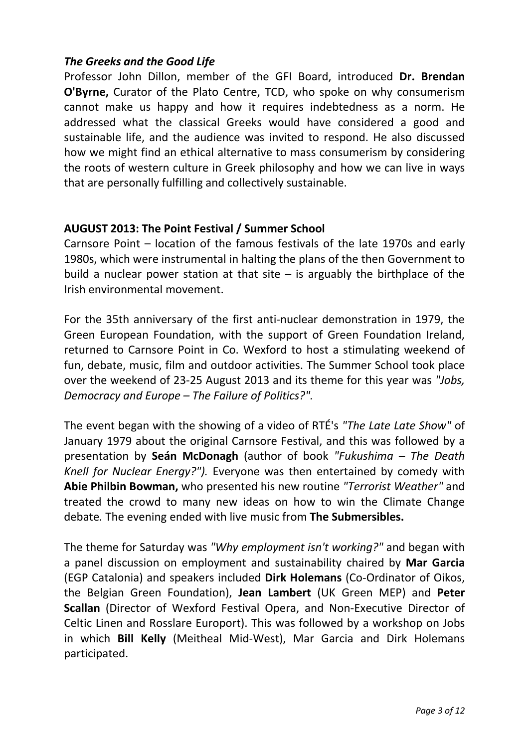### *The Greeks and the Good Life*

Professor John Dillon, member of the GFI Board, introduced **Dr. Brendan O'Byrne,** Curator of the Plato Centre, TCD, who spoke on why consumerism cannot make us happy and how it requires indebtedness as a norm. He addressed what the classical Greeks would have considered a good and sustainable life, and the audience was invited to respond. He also discussed how we might find an ethical alternative to mass consumerism by considering the roots of western culture in Greek philosophy and how we can live in ways that are personally fulfilling and collectively sustainable.

### AUGUST 2013: The Point Festival / Summer School

Carnsore Point – location of the famous festivals of the late 1970s and early 1980s, which were instrumental in halting the plans of the then Government to build a nuclear power station at that site – is arguably the birthplace of the Irish environmental movement.

For the 35th anniversary of the first anti-nuclear demonstration in 1979, the Green European Foundation, with the support of Green Foundation Ireland, returned to Carnsore Point in Co. Wexford to host a stimulating weekend of fun, debate, music, film and outdoor activities. The Summer School took place over the weekend of 23-25 August 2013 and its theme for this year was *"Jobs, Democracy and Europe – The Failure of Politics?".*

The event began with the showing of a video of RTÉ's *"The Late Late Show"* of January 1979 about the original Carnsore Festival, and this was followed by a presentation by **Seán McDonagh** (author of book *"Fukushima – The Death Knell for Nuclear Energy?").* Everyone was then entertained by comedy with **Abie Philbin Bowman,** who presented his new routine *"Terrorist Weather"* and treated the crowd to many new ideas on how to win the Climate Change debate*.* The evening ended with live music from **The Submersibles.**

The theme for Saturday was *"Why employment isn't working?"* and began with a panel discussion on employment and sustainability chaired by **Mar Garcia** (EGP Catalonia) and speakers included **Dirk Holemans** (Co-Ordinator of Oikos, the Belgian Green Foundation), **Jean Lambert** (UK Green MEP) and **Peter Scallan** (Director of Wexford Festival Opera, and Non-Executive Director of Celtic Linen and Rosslare Europort). This was followed by a workshop on Jobs in which **Bill Kelly** (Meitheal Mid-West), Mar Garcia and Dirk Holemans participated.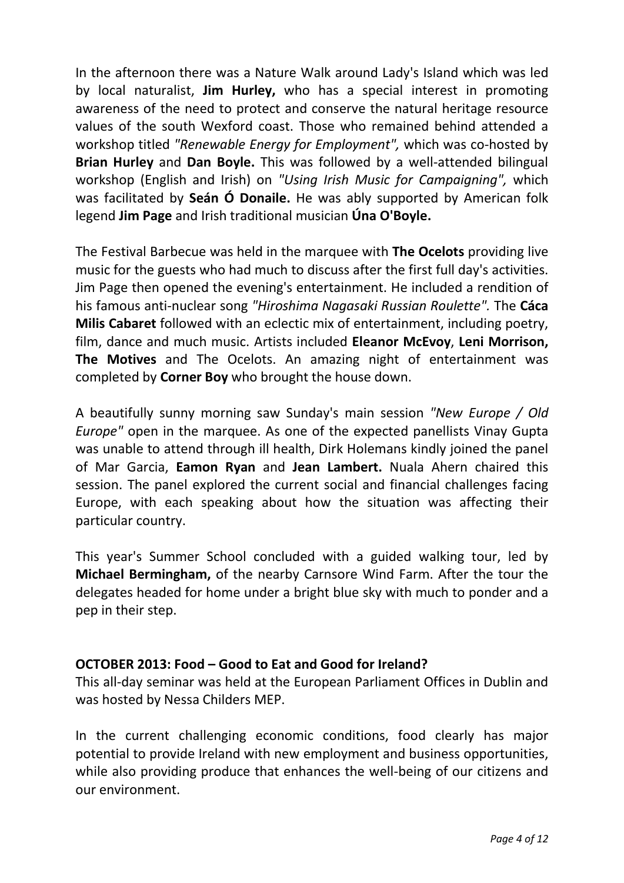In the afternoon there was a Nature Walk around Lady's Island which was led by local naturalist, **Jim Hurley,** who has a special interest in promoting awareness of the need to protect and conserve the natural heritage resource values of the south Wexford coast. Those who remained behind attended a workshop titled *"Renewable Energy for Employment",* which was co-hosted by **Brian Hurley** and **Dan Boyle.** This was followed by a well-attended bilingual workshop (English and Irish) on *"Using Irish Music for Campaigning",* which was facilitated by **Seán Ó Donaile.** He was ably supported by American folk legend **Jim Page** and Irish traditional musician **Úna O'Boyle.**

The Festival Barbecue was held in the marquee with **The Ocelots** providing live music for the guests who had much to discuss after the first full day's activities. Jim Page then opened the evening's entertainment. He included a rendition of his famous anti-nuclear song *"Hiroshima Nagasaki Russian Roulette".* The **Cáca Milis Cabaret** followed with an eclectic mix of entertainment, including poetry, film, dance and much music. Artists included **Eleanor McEvoy**, **Leni Morrison, The Motives** and The Ocelots. An amazing night of entertainment was completed by **Corner Boy** who brought the house down.

A beautifully sunny morning saw Sunday's main session *"New Europe / Old Europe"* open in the marquee. As one of the expected panellists Vinay Gupta was unable to attend through ill health, Dirk Holemans kindly joined the panel of Mar Garcia, **Eamon Ryan** and **Jean Lambert.** Nuala Ahern chaired this session. The panel explored the current social and financial challenges facing Europe, with each speaking about how the situation was affecting their particular country.

This year's Summer School concluded with a guided walking tour, led by **Michael Bermingham,** of the nearby Carnsore Wind Farm. After the tour the delegates headed for home under a bright blue sky with much to ponder and a pep in their step.

**OCTOBER 2013: Food – Good to Eat and Good for Ireland?**

This all-day seminar was held at the European Parliament Offices in Dublin and was hosted by Nessa Childers MEP.

In the current challenging economic conditions, food clearly has major potential to provide Ireland with new employment and business opportunities, while also providing produce that enhances the well-being of our citizens and our environment.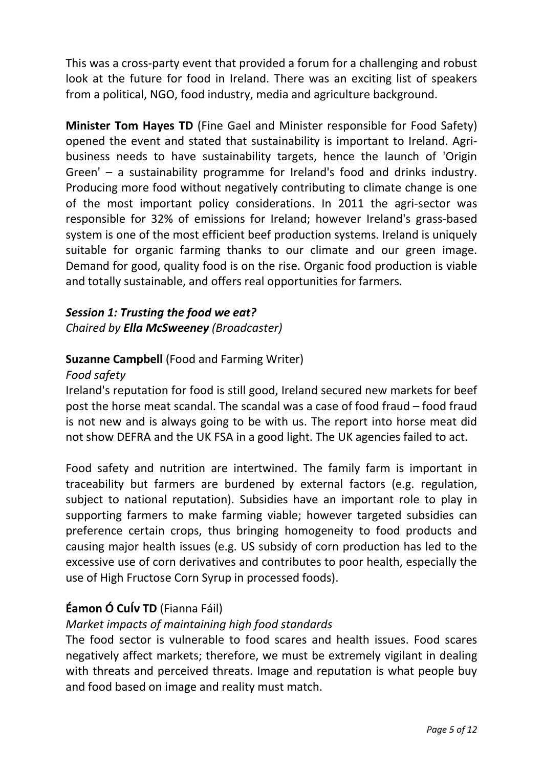This was a cross-party event that provided a forum for a challenging and robust look at the future for food in Ireland. There was an exciting list of speakers from a political, NGO, food industry, media and agriculture background.

**Minister Tom Hayes TD** (Fine Gael and Minister responsible for Food Safety) opened the event and stated that sustainability is important to Ireland. Agri-business needs to have sustainability targets, hence the launch of 'Origin Green' – a sustainability programme for Ireland's food and drinks industry. Producing more food without negatively contributing to climate change is one of the most important policy considerations. In 2011 the agri-sector was responsible for 32% of emissions for Ireland; however Ireland's grass-based system is one of the most efficient beef production systems. Ireland is uniquely suitable for organic farming thanks to our climate and our green image. Demand for good, quality food is on the rise. Organic food production is viable and totally sustainable, and offers real opportunities for farmers.

***Session 1: Trusting the food we eat?***
*Chaired by **Ella McSweeney** (Broadcaster)*

**Suzanne Campbell** (Food and Farming Writer)
*Food safety*
Ireland's reputation for food is still good, Ireland secured new markets for beef post the horse meat scandal. The scandal was a case of food fraud – food fraud is not new and is always going to be with us. The report into horse meat did not show DEFRA and the UK FSA in a good light. The UK agencies failed to act.

Food safety and nutrition are intertwined. The family farm is important in traceability but farmers are burdened by external factors (e.g. regulation, subject to national reputation). Subsidies have an important role to play in supporting farmers to make farming viable; however targeted subsidies can preference certain crops, thus bringing homogeneity to food products and causing major health issues (e.g. US subsidy of corn production has led to the excessive use of corn derivatives and contributes to poor health, especially the use of High Fructose Corn Syrup in processed foods).

**Éamon Ó CuÍv TD** (Fianna Fáil)
*Market impacts of maintaining high food standards*
The food sector is vulnerable to food scares and health issues. Food scares negatively affect markets; therefore, we must be extremely vigilant in dealing with threats and perceived threats. Image and reputation is what people buy and food based on image and reality must match.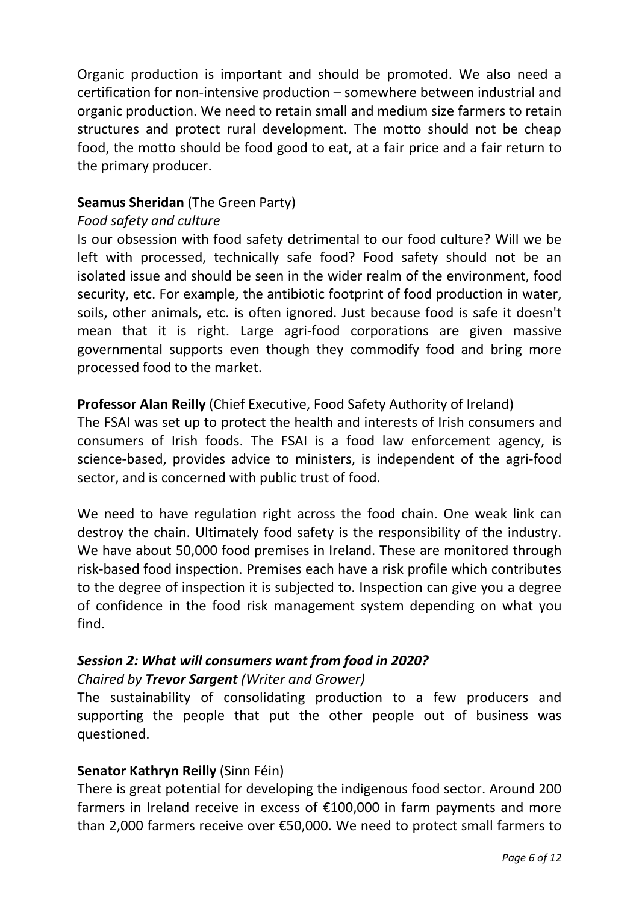Organic production is important and should be promoted. We also need a certification for non-intensive production – somewhere between industrial and organic production. We need to retain small and medium size farmers to retain structures and protect rural development. The motto should not be cheap food, the motto should be food good to eat, at a fair price and a fair return to the primary producer.

**Seamus Sheridan** (The Green Party)

*Food safety and culture*

Is our obsession with food safety detrimental to our food culture? Will we be left with processed, technically safe food? Food safety should not be an isolated issue and should be seen in the wider realm of the environment, food security, etc. For example, the antibiotic footprint of food production in water, soils, other animals, etc. is often ignored. Just because food is safe it doesn't mean that it is right. Large agri-food corporations are given massive governmental supports even though they commodify food and bring more processed food to the market.

**Professor Alan Reilly** (Chief Executive, Food Safety Authority of Ireland)

The FSAI was set up to protect the health and interests of Irish consumers and consumers of Irish foods. The FSAI is a food law enforcement agency, is science-based, provides advice to ministers, is independent of the agri-food sector, and is concerned with public trust of food.

We need to have regulation right across the food chain. One weak link can destroy the chain. Ultimately food safety is the responsibility of the industry. We have about 50,000 food premises in Ireland. These are monitored through risk-based food inspection. Premises each have a risk profile which contributes to the degree of inspection it is subjected to. Inspection can give you a degree of confidence in the food risk management system depending on what you find.

### *Session 2: What will consumers want from food in 2020?*

*Chaired by **Trevor Sargent** (Writer and Grower)*

The sustainability of consolidating production to a few producers and supporting the people that put the other people out of business was questioned.

**Senator Kathryn Reilly** (Sinn Féin)

There is great potential for developing the indigenous food sector. Around 200 farmers in Ireland receive in excess of €100,000 in farm payments and more than 2,000 farmers receive over €50,000. We need to protect small farmers to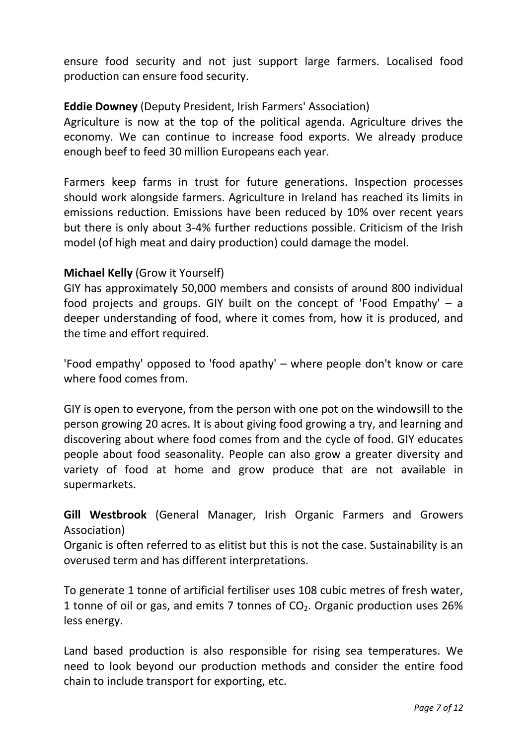ensure food security and not just support large farmers. Localised food production can ensure food security.

**Eddie Downey** (Deputy President, Irish Farmers' Association)
Agriculture is now at the top of the political agenda. Agriculture drives the economy. We can continue to increase food exports. We already produce enough beef to feed 30 million Europeans each year.

Farmers keep farms in trust for future generations. Inspection processes should work alongside farmers. Agriculture in Ireland has reached its limits in emissions reduction. Emissions have been reduced by 10% over recent years but there is only about 3-4% further reductions possible. Criticism of the Irish model (of high meat and dairy production) could damage the model.

**Michael Kelly** (Grow it Yourself)
GIY has approximately 50,000 members and consists of around 800 individual food projects and groups. GIY built on the concept of 'Food Empathy' – a deeper understanding of food, where it comes from, how it is produced, and the time and effort required.

'Food empathy' opposed to 'food apathy' – where people don't know or care where food comes from.

GIY is open to everyone, from the person with one pot on the windowsill to the person growing 20 acres. It is about giving food growing a try, and learning and discovering about where food comes from and the cycle of food. GIY educates people about food seasonality. People can also grow a greater diversity and variety of food at home and grow produce that are not available in supermarkets.

**Gill Westbrook** (General Manager, Irish Organic Farmers and Growers Association)
Organic is often referred to as elitist but this is not the case. Sustainability is an overused term and has different interpretations.

To generate 1 tonne of artificial fertiliser uses 108 cubic metres of fresh water, 1 tonne of oil or gas, and emits 7 tonnes of $CO_2$. Organic production uses 26% less energy.

Land based production is also responsible for rising sea temperatures. We need to look beyond our production methods and consider the entire food chain to include transport for exporting, etc.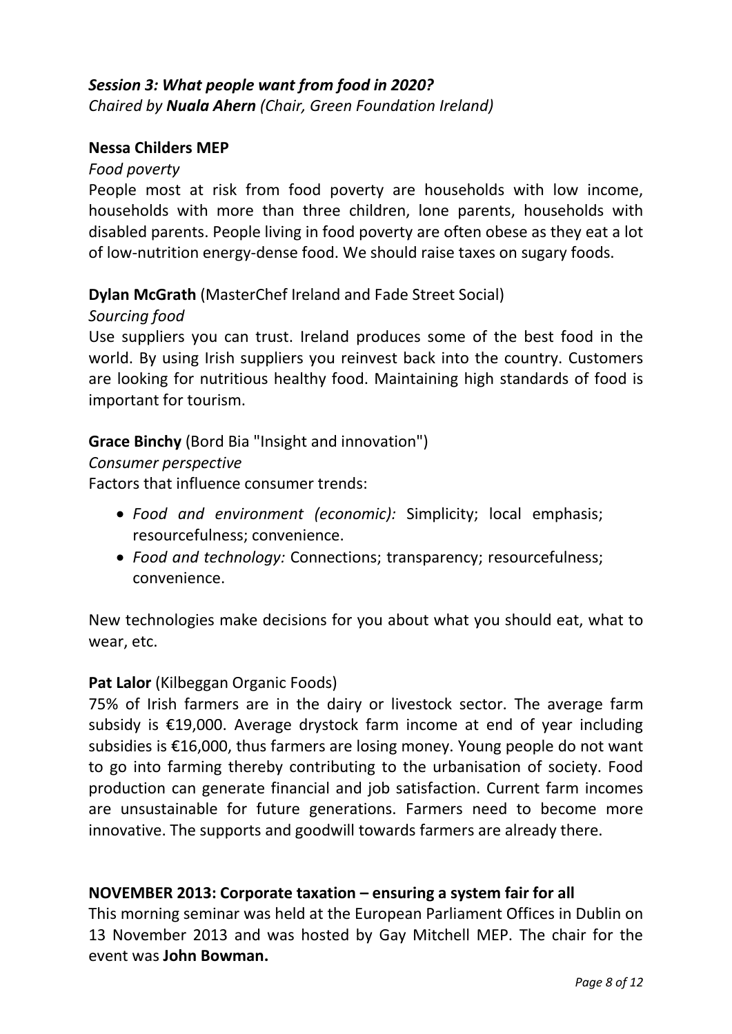### *Session 3: What people want from food in 2020?*

*Chaired by **Nuala Ahern** (Chair, Green Foundation Ireland)*

**Nessa Childers MEP**

*Food poverty*

People most at risk from food poverty are households with low income, households with more than three children, lone parents, households with disabled parents. People living in food poverty are often obese as they eat a lot of low-nutrition energy-dense food. We should raise taxes on sugary foods.

**Dylan McGrath** (MasterChef Ireland and Fade Street Social)

*Sourcing food*

Use suppliers you can trust. Ireland produces some of the best food in the world. By using Irish suppliers you reinvest back into the country. Customers are looking for nutritious healthy food. Maintaining high standards of food is important for tourism.

**Grace Binchy** (Bord Bia "Insight and innovation")

*Consumer perspective*

Factors that influence consumer trends:

- *Food and environment (economic):* Simplicity; local emphasis; resourcefulness; convenience.
- *Food and technology:* Connections; transparency; resourcefulness; convenience.

New technologies make decisions for you about what you should eat, what to wear, etc.

**Pat Lalor** (Kilbeggan Organic Foods)

75% of Irish farmers are in the dairy or livestock sector. The average farm subsidy is €19,000. Average drystock farm income at end of year including subsidies is €16,000, thus farmers are losing money. Young people do not want to go into farming thereby contributing to the urbanisation of society. Food production can generate financial and job satisfaction. Current farm incomes are unsustainable for future generations. Farmers need to become more innovative. The supports and goodwill towards farmers are already there.

### NOVEMBER 2013: Corporate taxation – ensuring a system fair for all

This morning seminar was held at the European Parliament Offices in Dublin on 13 November 2013 and was hosted by Gay Mitchell MEP. The chair for the event was **John Bowman.**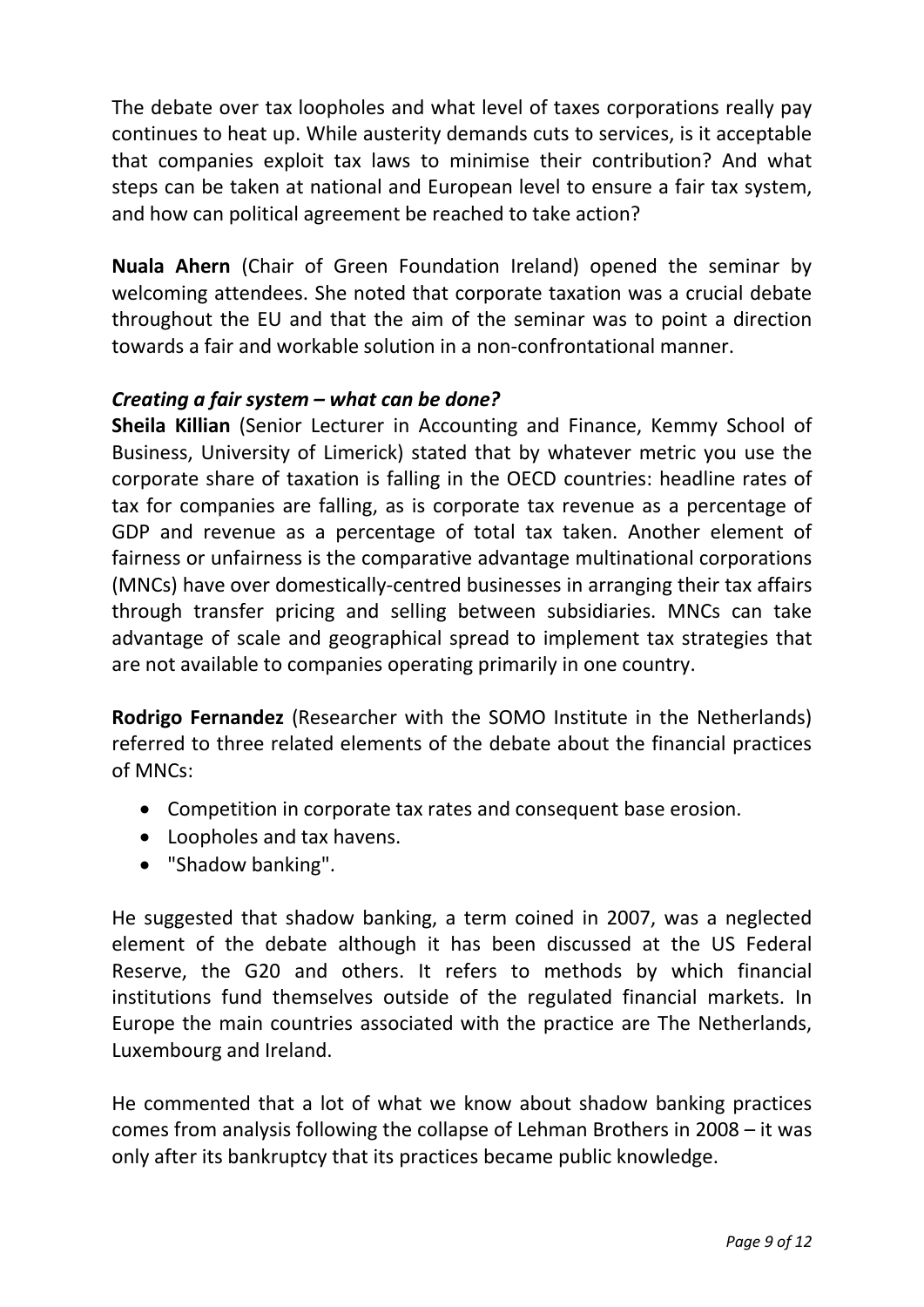The debate over tax loopholes and what level of taxes corporations really pay continues to heat up. While austerity demands cuts to services, is it acceptable that companies exploit tax laws to minimise their contribution? And what steps can be taken at national and European level to ensure a fair tax system, and how can political agreement be reached to take action?

**Nuala Ahern** (Chair of Green Foundation Ireland) opened the seminar by welcoming attendees. She noted that corporate taxation was a crucial debate throughout the EU and that the aim of the seminar was to point a direction towards a fair and workable solution in a non-confrontational manner.

***Creating a fair system – what can be done?***

**Sheila Killian** (Senior Lecturer in Accounting and Finance, Kemmy School of Business, University of Limerick) stated that by whatever metric you use the corporate share of taxation is falling in the OECD countries: headline rates of tax for companies are falling, as is corporate tax revenue as a percentage of GDP and revenue as a percentage of total tax taken. Another element of fairness or unfairness is the comparative advantage multinational corporations (MNCs) have over domestically-centred businesses in arranging their tax affairs through transfer pricing and selling between subsidiaries. MNCs can take advantage of scale and geographical spread to implement tax strategies that are not available to companies operating primarily in one country.

**Rodrigo Fernandez** (Researcher with the SOMO Institute in the Netherlands) referred to three related elements of the debate about the financial practices of MNCs:

- Competition in corporate tax rates and consequent base erosion.
- Loopholes and tax havens.
- "Shadow banking".

He suggested that shadow banking, a term coined in 2007, was a neglected element of the debate although it has been discussed at the US Federal Reserve, the G20 and others. It refers to methods by which financial institutions fund themselves outside of the regulated financial markets. In Europe the main countries associated with the practice are The Netherlands, Luxembourg and Ireland.

He commented that a lot of what we know about shadow banking practices comes from analysis following the collapse of Lehman Brothers in 2008 – it was only after its bankruptcy that its practices became public knowledge.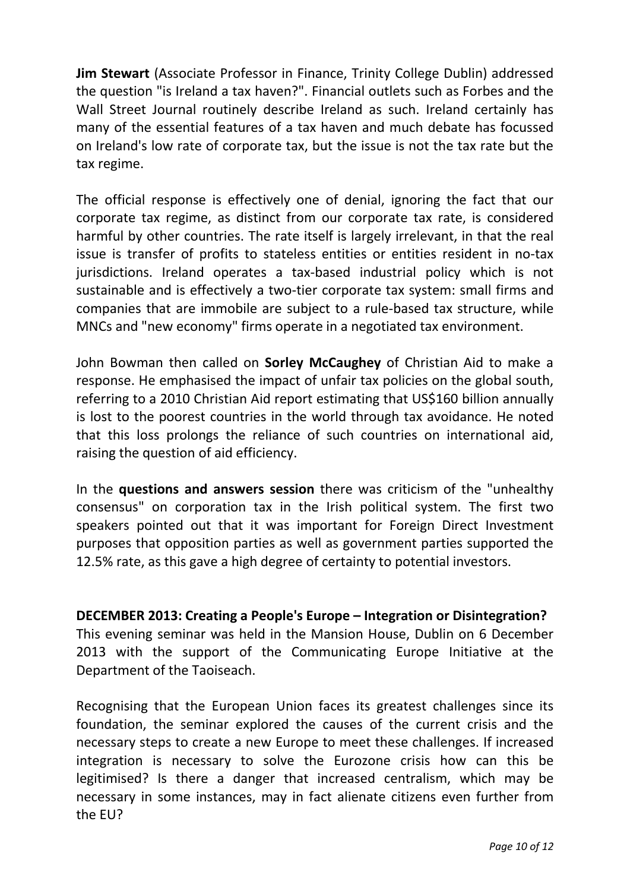**Jim Stewart** (Associate Professor in Finance, Trinity College Dublin) addressed the question "is Ireland a tax haven?". Financial outlets such as Forbes and the Wall Street Journal routinely describe Ireland as such. Ireland certainly has many of the essential features of a tax haven and much debate has focussed on Ireland's low rate of corporate tax, but the issue is not the tax rate but the tax regime.

The official response is effectively one of denial, ignoring the fact that our corporate tax regime, as distinct from our corporate tax rate, is considered harmful by other countries. The rate itself is largely irrelevant, in that the real issue is transfer of profits to stateless entities or entities resident in no-tax jurisdictions. Ireland operates a tax-based industrial policy which is not sustainable and is effectively a two-tier corporate tax system: small firms and companies that are immobile are subject to a rule-based tax structure, while MNCs and "new economy" firms operate in a negotiated tax environment.

John Bowman then called on **Sorley McCaughey** of Christian Aid to make a response. He emphasised the impact of unfair tax policies on the global south, referring to a 2010 Christian Aid report estimating that US$160 billion annually is lost to the poorest countries in the world through tax avoidance. He noted that this loss prolongs the reliance of such countries on international aid, raising the question of aid efficiency.

In the **questions and answers session** there was criticism of the "unhealthy consensus" on corporation tax in the Irish political system. The first two speakers pointed out that it was important for Foreign Direct Investment purposes that opposition parties as well as government parties supported the 12.5% rate, as this gave a high degree of certainty to potential investors.

**DECEMBER 2013: Creating a People's Europe – Integration or Disintegration?**

This evening seminar was held in the Mansion House, Dublin on 6 December 2013 with the support of the Communicating Europe Initiative at the Department of the Taoiseach.

Recognising that the European Union faces its greatest challenges since its foundation, the seminar explored the causes of the current crisis and the necessary steps to create a new Europe to meet these challenges. If increased integration is necessary to solve the Eurozone crisis how can this be legitimised? Is there a danger that increased centralism, which may be necessary in some instances, may in fact alienate citizens even further from the EU?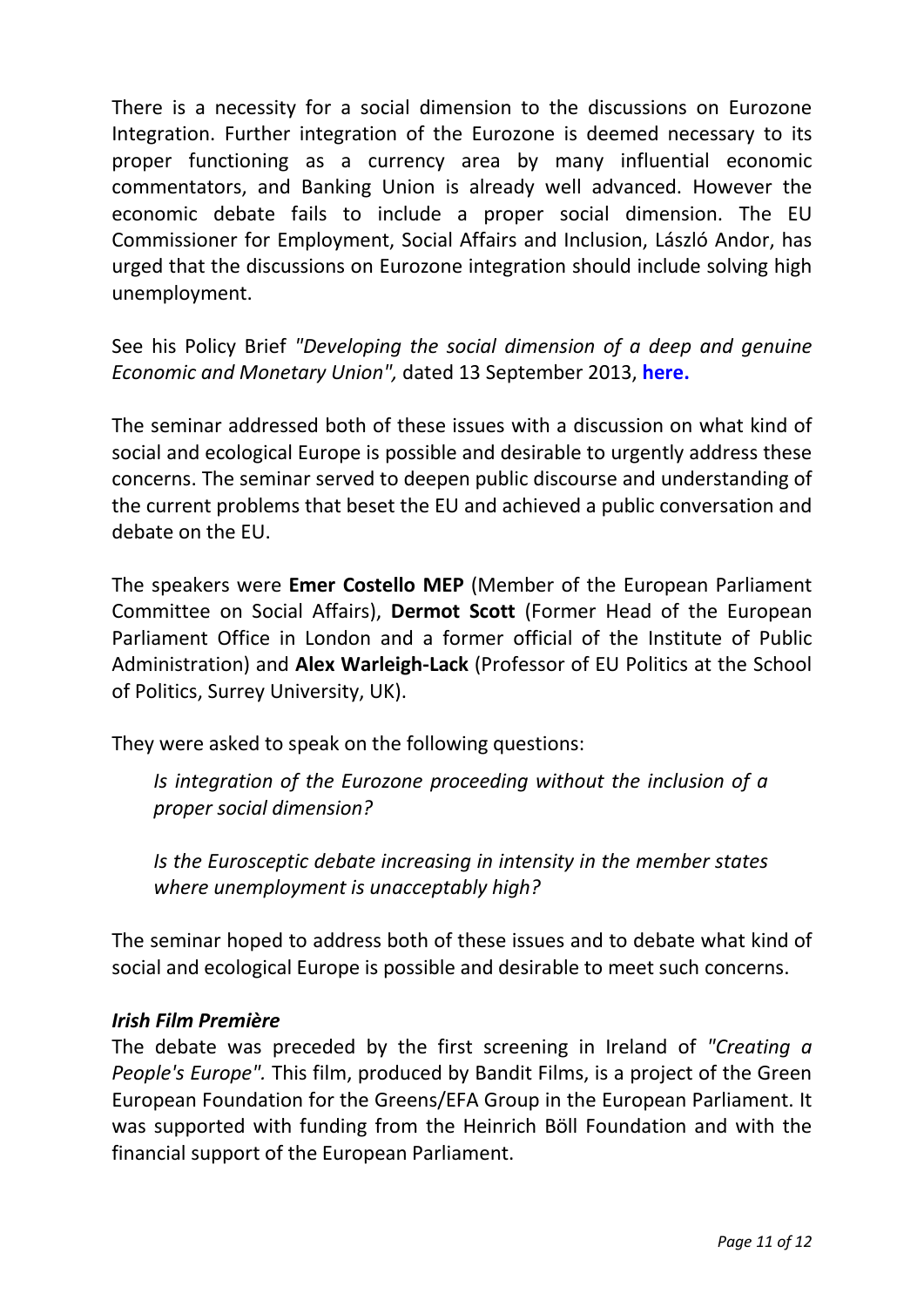There is a necessity for a social dimension to the discussions on Eurozone Integration. Further integration of the Eurozone is deemed necessary to its proper functioning as a currency area by many influential economic commentators, and Banking Union is already well advanced. However the economic debate fails to include a proper social dimension. The EU Commissioner for Employment, Social Affairs and Inclusion, László Andor, has urged that the discussions on Eurozone integration should include solving high unemployment.

See his Policy Brief *"Developing the social dimension of a deep and genuine Economic and Monetary Union",* dated 13 September 2013, **here.**

The seminar addressed both of these issues with a discussion on what kind of social and ecological Europe is possible and desirable to urgently address these concerns. The seminar served to deepen public discourse and understanding of the current problems that beset the EU and achieved a public conversation and debate on the EU.

The speakers were **Emer Costello MEP** (Member of the European Parliament Committee on Social Affairs), **Dermot Scott** (Former Head of the European Parliament Office in London and a former official of the Institute of Public Administration) and **Alex Warleigh-Lack** (Professor of EU Politics at the School of Politics, Surrey University, UK).

They were asked to speak on the following questions:

> *Is integration of the Eurozone proceeding without the inclusion of a proper social dimension?*
>
> *Is the Eurosceptic debate increasing in intensity in the member states where unemployment is unacceptably high?*

The seminar hoped to address both of these issues and to debate what kind of social and ecological Europe is possible and desirable to meet such concerns.

***Irish Film Première***

The debate was preceded by the first screening in Ireland of *"Creating a People's Europe".* This film, produced by Bandit Films, is a project of the Green European Foundation for the Greens/EFA Group in the European Parliament. It was supported with funding from the Heinrich Böll Foundation and with the financial support of the European Parliament.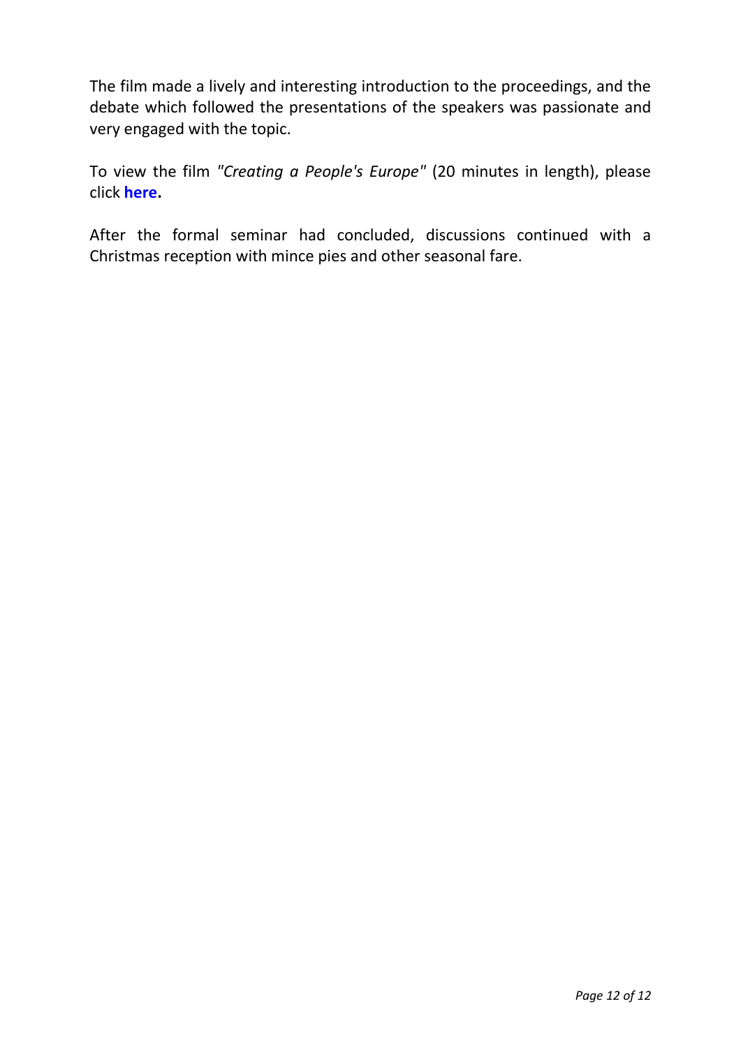The film made a lively and interesting introduction to the proceedings, and the debate which followed the presentations of the speakers was passionate and very engaged with the topic.

To view the film *"Creating a People's Europe"* (20 minutes in length), please click **here.**

After the formal seminar had concluded, discussions continued with a Christmas reception with mince pies and other seasonal fare.